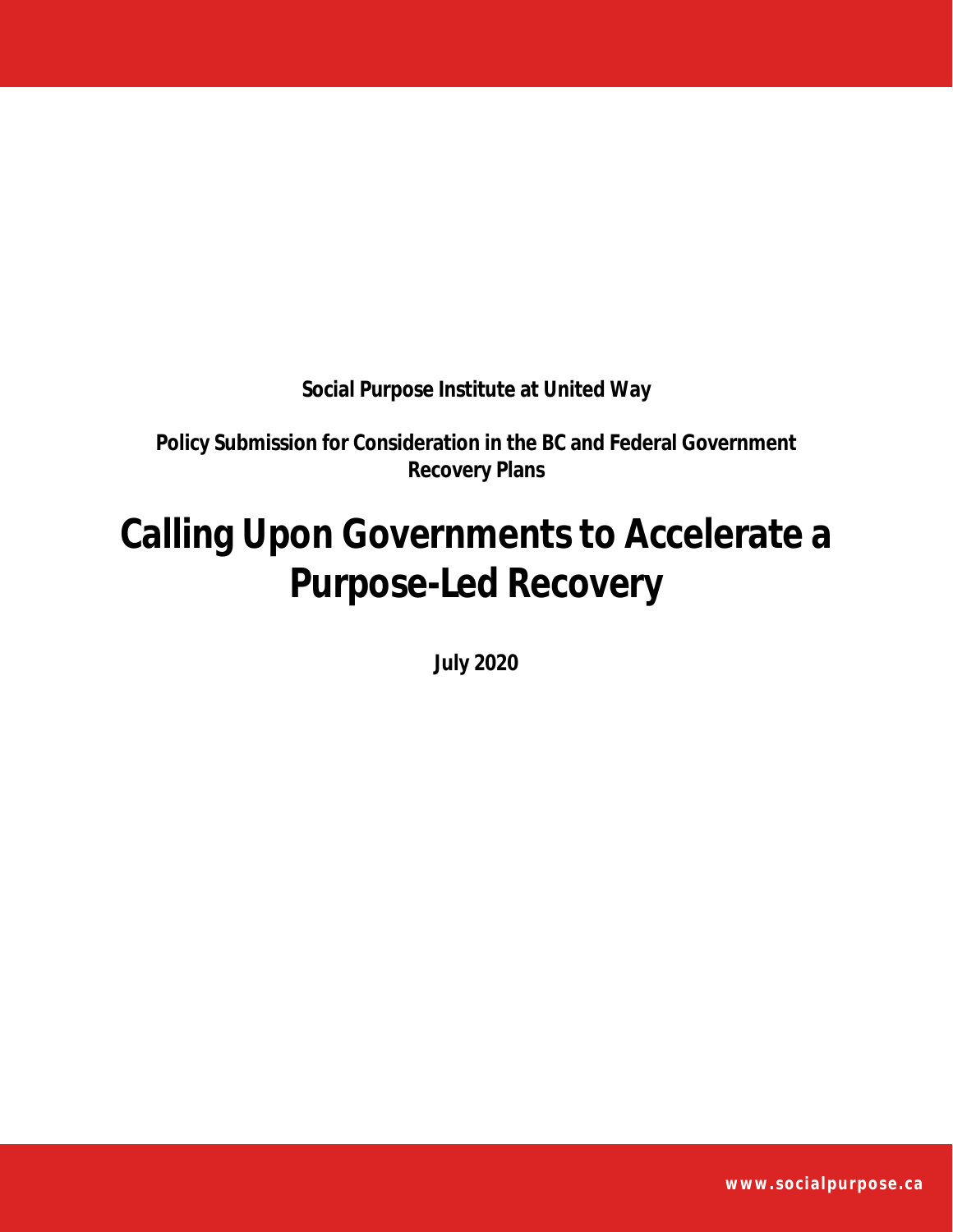**Social Purpose Institute at United Way**

**Policy Submission for Consideration in the BC and Federal Government Recovery Plans**

# Calling Upon Governments to Accelerate a Purpose-Led Recovery

**July 2020**

**www.socialpurpose.ca**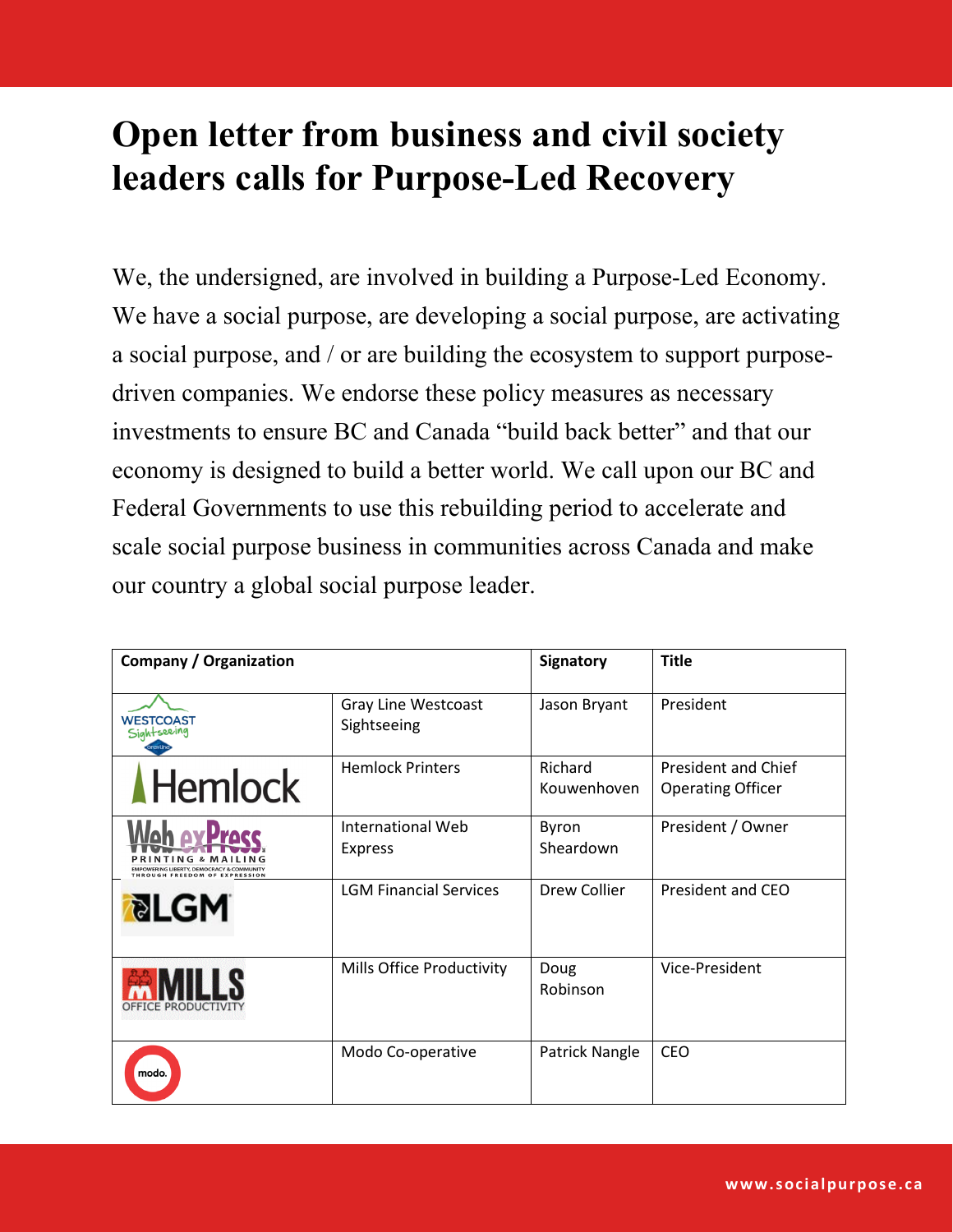# Open letter from business and civil society leaders calls for Purpose-Led Recovery

We, the undersigned, are involved in building a Purpose-Led Economy. We have a social purpose, are developing a social purpose, are activating a social purpose, and / or are building the ecosystem to support purpose-driven companies. We endorse these policy measures as necessary investments to ensure BC and Canada "build back better" and that our economy is designed to build a better world. We call upon our BC and Federal Governments to use this rebuilding period to accelerate and scale social purpose business in communities across Canada and make our country a global social purpose leader.

| Company / Organization | | Signatory | Title |
|---|---|---|---|
| | Gray Line Westcoast Sightseeing | Jason Bryant | President |
| | Hemlock Printers | Richard Kouwenhoven | President and Chief Operating Officer |
| | International Web Express | Byron Sheardown | President / Owner |
| | LGM Financial Services | Drew Collier | President and CEO |
| | Mills Office Productivity | Doug Robinson | Vice-President |
| | Modo Co-operative | Patrick Nangle | CEO |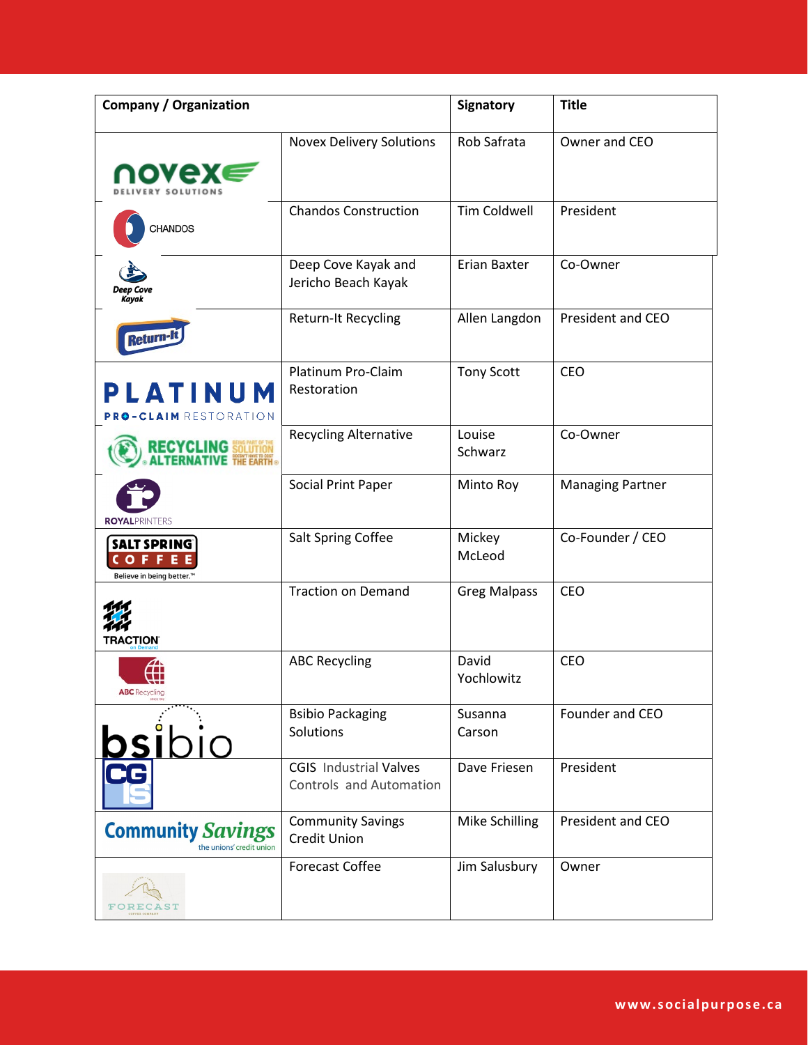| Company / Organization | | Signatory | Title |
|---|---|---|---|
| | Novex Delivery Solutions | Rob Safrata | Owner and CEO |
| | Chandos Construction | Tim Coldwell | President |
| | Deep Cove Kayak and Jericho Beach Kayak | Erian Baxter | Co-Owner |
| | Return-It Recycling | Allen Langdon | President and CEO |
| | Platinum Pro-Claim Restoration | Tony Scott | CEO |
| | Recycling Alternative | Louise Schwarz | Co-Owner |
| | Social Print Paper | Minto Roy | Managing Partner |
| | Salt Spring Coffee | Mickey McLeod | Co-Founder / CEO |
| | Traction on Demand | Greg Malpass | CEO |
| | ABC Recycling | David Yochlowitz | CEO |
| | Bsbio Packaging Solutions | Susanna Carson | Founder and CEO |
| | CGIS Industrial Valves Controls and Automation | Dave Friesen | President |
| | Community Savings Credit Union | Mike Schilling | President and CEO |
| | Forecast Coffee | Jim Salusbury | Owner |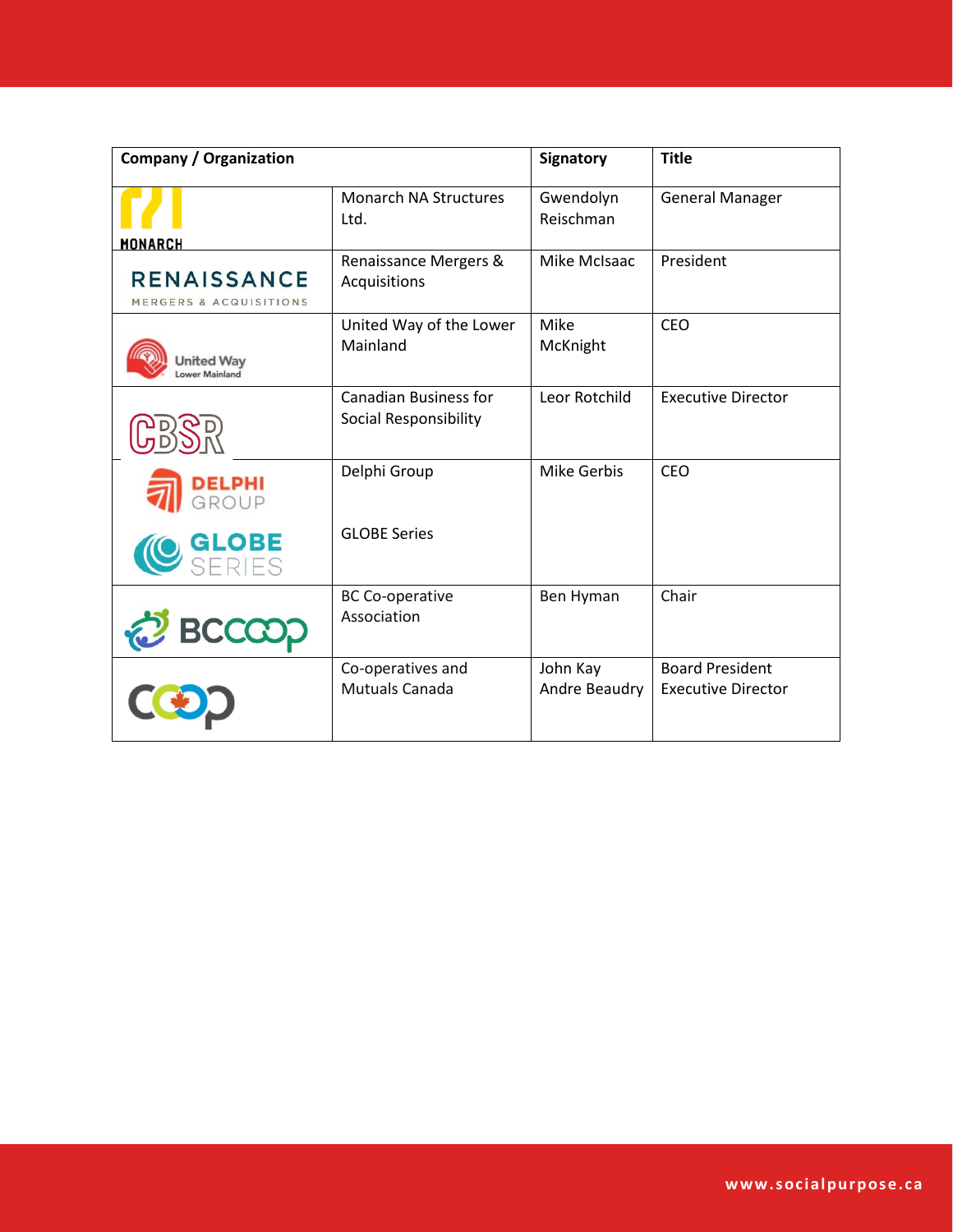| Company / Organization | | Signatory | Title |
|---|---|---|---|
| MONARCH | Monarch NA Structures Ltd. | Gwendolyn Reischman | General Manager |
| RENAISSANCE MERGERS & ACQUISITIONS | Renaissance Mergers & Acquisitions | Mike McIsaac | President |
| United Way Lower Mainland | United Way of the Lower Mainland | Mike McKnight | CEO |
| CBSR | Canadian Business for Social Responsibility | Leor Rotchild | Executive Director |
| DELPHI GROUP<br>GLOBE SERIES | Delphi Group<br><br>GLOBE Series | Mike Gerbis | CEO |
| BCCOOP | BC Co-operative Association | Ben Hyman | Chair |
| COOP | Co-operatives and Mutuals Canada | John Kay<br>Andre Beaudry | Board President<br>Executive Director |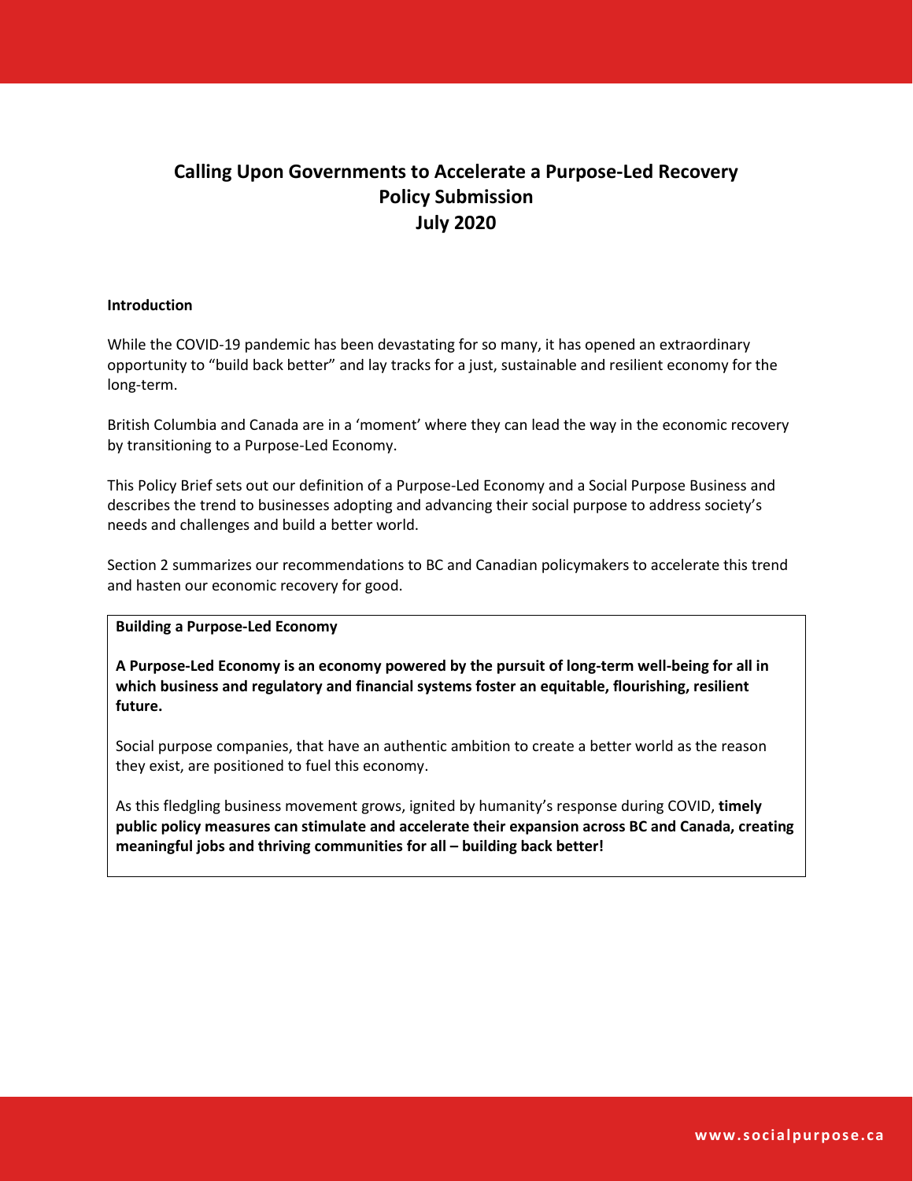# Calling Upon Governments to Accelerate a Purpose-Led Recovery
# Policy Submission
# July 2020

## Introduction

While the COVID-19 pandemic has been devastating for so many, it has opened an extraordinary opportunity to "build back better" and lay tracks for a just, sustainable and resilient economy for the long-term.

British Columbia and Canada are in a 'moment' where they can lead the way in the economic recovery by transitioning to a Purpose-Led Economy.

This Policy Brief sets out our definition of a Purpose-Led Economy and a Social Purpose Business and describes the trend to businesses adopting and advancing their social purpose to address society's needs and challenges and build a better world.

Section 2 summarizes our recommendations to BC and Canadian policymakers to accelerate this trend and hasten our economic recovery for good.

**Building a Purpose-Led Economy**

**A Purpose-Led Economy is an economy powered by the pursuit of long-term well-being for all in which business and regulatory and financial systems foster an equitable, flourishing, resilient future.**

Social purpose companies, that have an authentic ambition to create a better world as the reason they exist, are positioned to fuel this economy.

As this fledgling business movement grows, ignited by humanity's response during COVID, **timely public policy measures can stimulate and accelerate their expansion across BC and Canada, creating meaningful jobs and thriving communities for all – building back better!**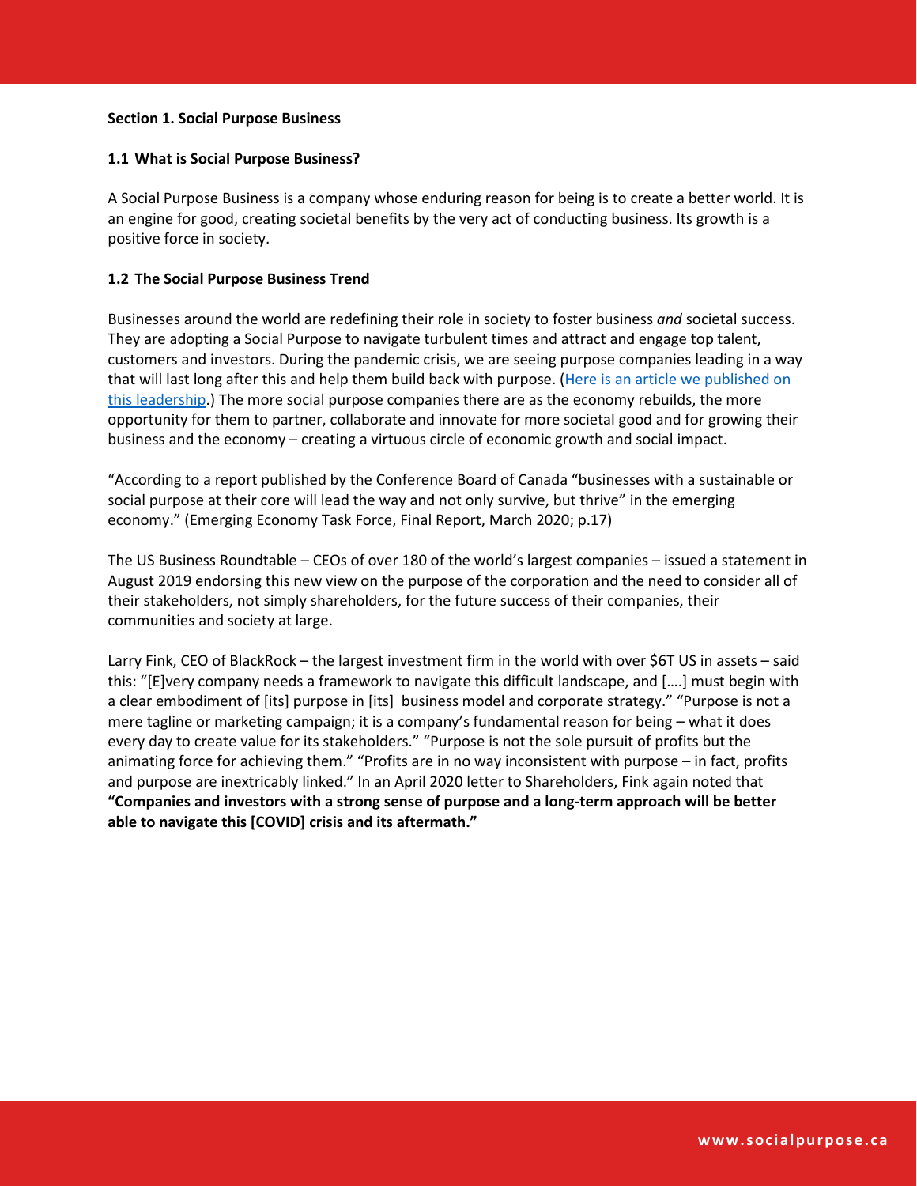**Section 1. Social Purpose Business**

**1.1 What is Social Purpose Business?**

A Social Purpose Business is a company whose enduring reason for being is to create a better world. It is an engine for good, creating societal benefits by the very act of conducting business. Its growth is a positive force in society.

**1.2 The Social Purpose Business Trend**

Businesses around the world are redefining their role in society to foster business *and* societal success. They are adopting a Social Purpose to navigate turbulent times and attract and engage top talent, customers and investors. During the pandemic crisis, we are seeing purpose companies leading in a way that will last long after this and help them build back with purpose. (Here is an article we published on this leadership.) The more social purpose companies there are as the economy rebuilds, the more opportunity for them to partner, collaborate and innovate for more societal good and for growing their business and the economy – creating a virtuous circle of economic growth and social impact.

"According to a report published by the Conference Board of Canada "businesses with a sustainable or social purpose at their core will lead the way and not only survive, but thrive" in the emerging economy." (Emerging Economy Task Force, Final Report, March 2020; p.17)

The US Business Roundtable – CEOs of over 180 of the world's largest companies – issued a statement in August 2019 endorsing this new view on the purpose of the corporation and the need to consider all of their stakeholders, not simply shareholders, for the future success of their companies, their communities and society at large.

Larry Fink, CEO of BlackRock – the largest investment firm in the world with over $6T US in assets – said this: "[E]very company needs a framework to navigate this difficult landscape, and [….] must begin with a clear embodiment of [its] purpose in [its] business model and corporate strategy." "Purpose is not a mere tagline or marketing campaign; it is a company's fundamental reason for being – what it does every day to create value for its stakeholders." "Purpose is not the sole pursuit of profits but the animating force for achieving them." "Profits are in no way inconsistent with purpose – in fact, profits and purpose are inextricably linked." In an April 2020 letter to Shareholders, Fink again noted that **"Companies and investors with a strong sense of purpose and a long-term approach will be better able to navigate this [COVID] crisis and its aftermath."**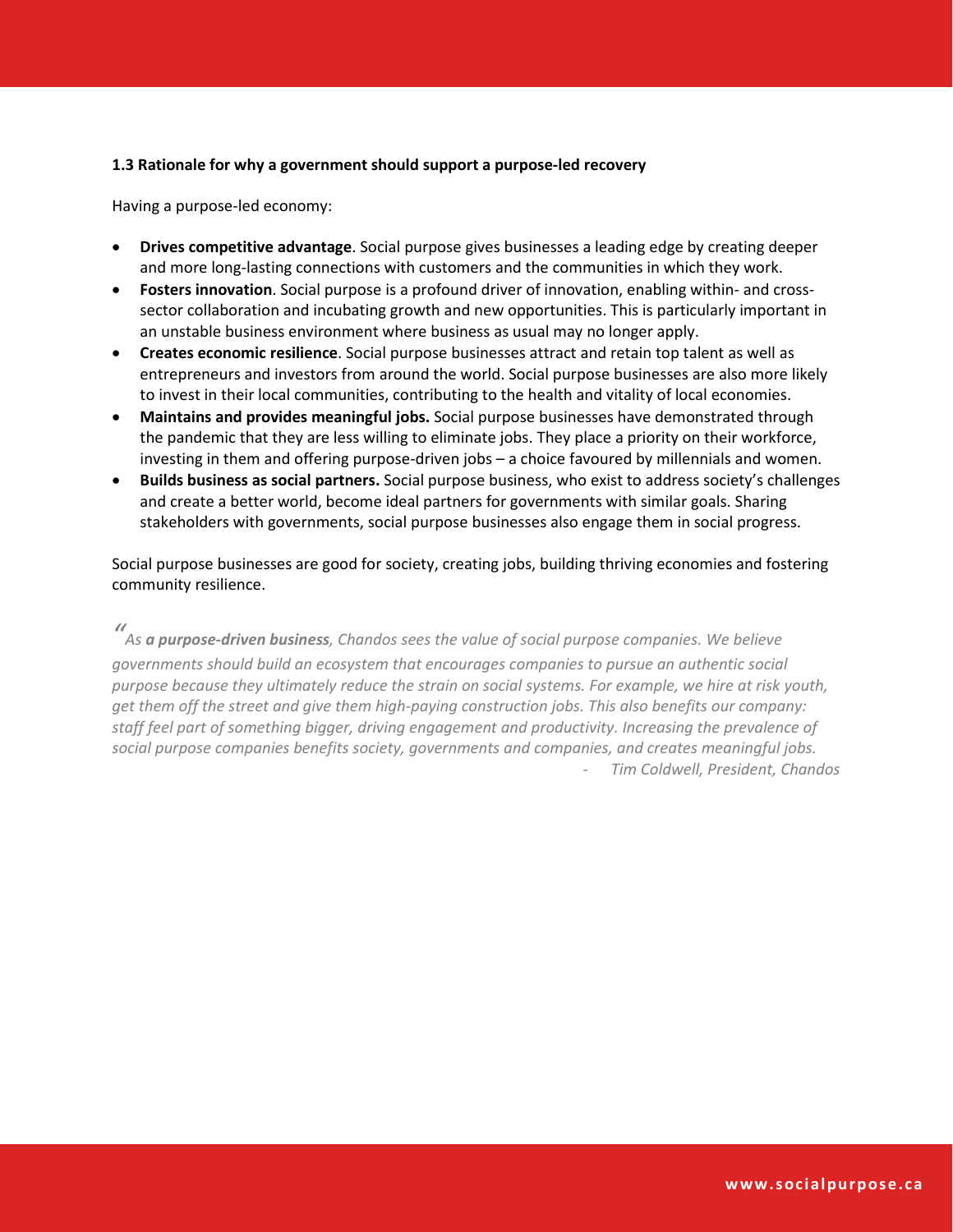### 1.3 Rationale for why a government should support a purpose-led recovery

Having a purpose-led economy:

- **Drives competitive advantage**. Social purpose gives businesses a leading edge by creating deeper and more long-lasting connections with customers and the communities in which they work.
- **Fosters innovation**. Social purpose is a profound driver of innovation, enabling within- and cross-sector collaboration and incubating growth and new opportunities. This is particularly important in an unstable business environment where business as usual may no longer apply.
- **Creates economic resilience**. Social purpose businesses attract and retain top talent as well as entrepreneurs and investors from around the world. Social purpose businesses are also more likely to invest in their local communities, contributing to the health and vitality of local economies.
- **Maintains and provides meaningful jobs.** Social purpose businesses have demonstrated through the pandemic that they are less willing to eliminate jobs. They place a priority on their workforce, investing in them and offering purpose-driven jobs – a choice favoured by millennials and women.
- **Builds business as social partners.** Social purpose business, who exist to address society's challenges and create a better world, become ideal partners for governments with similar goals. Sharing stakeholders with governments, social purpose businesses also engage them in social progress.

Social purpose businesses are good for society, creating jobs, building thriving economies and fostering community resilience.

> *"As **a purpose-driven business**, Chandos sees the value of social purpose companies. We believe governments should build an ecosystem that encourages companies to pursue an authentic social purpose because they ultimately reduce the strain on social systems. For example, we hire at risk youth, get them off the street and give them high-paying construction jobs. This also benefits our company: staff feel part of something bigger, driving engagement and productivity. Increasing the prevalence of social purpose companies benefits society, governments and companies, and creates meaningful jobs.*
>
> *- Tim Coldwell, President, Chandos*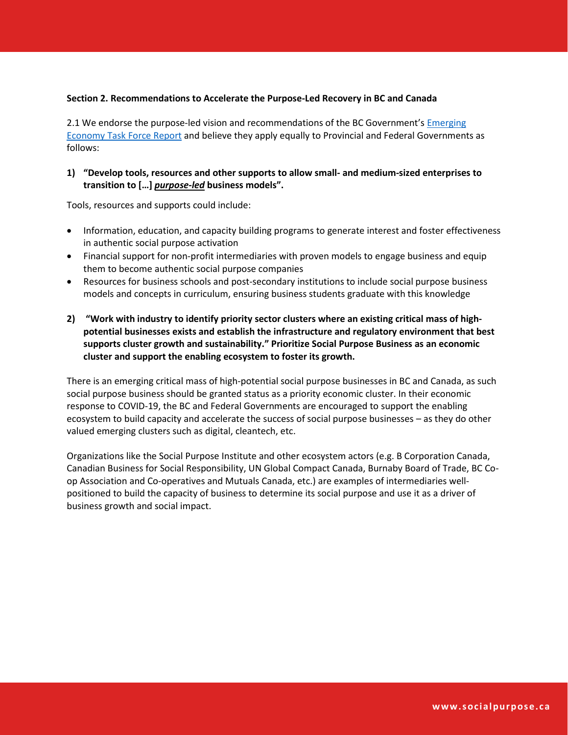**Section 2. Recommendations to Accelerate the Purpose-Led Recovery in BC and Canada**

2.1 We endorse the purpose-led vision and recommendations of the BC Government's [Emerging Economy Task Force Report](#) and believe they apply equally to Provincial and Federal Governments as follows:

1) **"Develop tools, resources and other supports to allow small- and medium-sized enterprises to transition to […] *purpose-led* business models".**

Tools, resources and supports could include:

- Information, education, and capacity building programs to generate interest and foster effectiveness in authentic social purpose activation
- Financial support for non-profit intermediaries with proven models to engage business and equip them to become authentic social purpose companies
- Resources for business schools and post-secondary institutions to include social purpose business models and concepts in curriculum, ensuring business students graduate with this knowledge

2) **"Work with industry to identify priority sector clusters where an existing critical mass of high-potential businesses exists and establish the infrastructure and regulatory environment that best supports cluster growth and sustainability." Prioritize Social Purpose Business as an economic cluster and support the enabling ecosystem to foster its growth.**

There is an emerging critical mass of high-potential social purpose businesses in BC and Canada, as such social purpose business should be granted status as a priority economic cluster. In their economic response to COVID-19, the BC and Federal Governments are encouraged to support the enabling ecosystem to build capacity and accelerate the success of social purpose businesses – as they do other valued emerging clusters such as digital, cleantech, etc.

Organizations like the Social Purpose Institute and other ecosystem actors (e.g. B Corporation Canada, Canadian Business for Social Responsibility, UN Global Compact Canada, Burnaby Board of Trade, BC Co-op Association and Co-operatives and Mutuals Canada, etc.) are examples of intermediaries well-positioned to build the capacity of business to determine its social purpose and use it as a driver of business growth and social impact.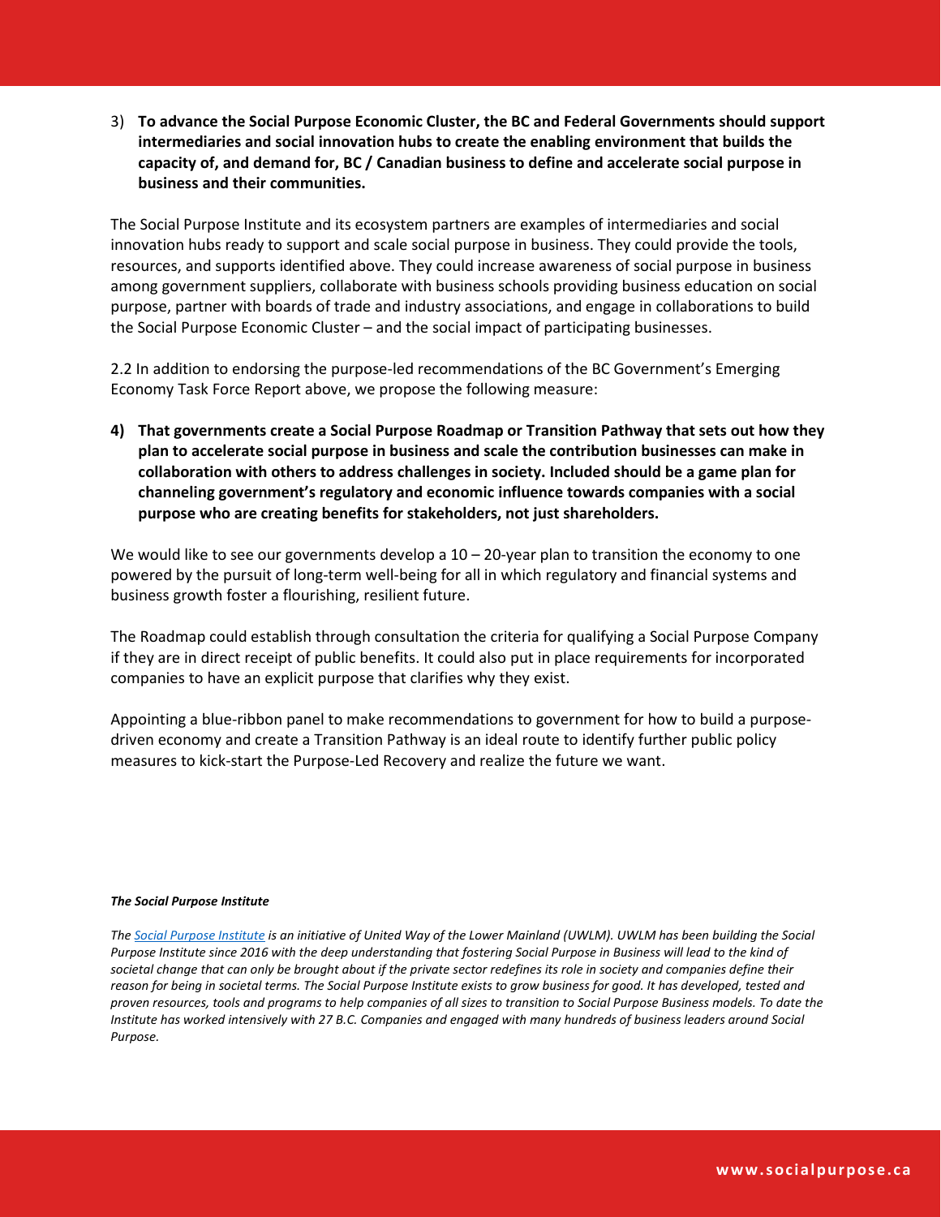3) **To advance the Social Purpose Economic Cluster, the BC and Federal Governments should support intermediaries and social innovation hubs to create the enabling environment that builds the capacity of, and demand for, BC / Canadian business to define and accelerate social purpose in business and their communities.**

The Social Purpose Institute and its ecosystem partners are examples of intermediaries and social innovation hubs ready to support and scale social purpose in business. They could provide the tools, resources, and supports identified above. They could increase awareness of social purpose in business among government suppliers, collaborate with business schools providing business education on social purpose, partner with boards of trade and industry associations, and engage in collaborations to build the Social Purpose Economic Cluster – and the social impact of participating businesses.

2.2 In addition to endorsing the purpose-led recommendations of the BC Government's Emerging Economy Task Force Report above, we propose the following measure:

**4) That governments create a Social Purpose Roadmap or Transition Pathway that sets out how they plan to accelerate social purpose in business and scale the contribution businesses can make in collaboration with others to address challenges in society. Included should be a game plan for channeling government's regulatory and economic influence towards companies with a social purpose who are creating benefits for stakeholders, not just shareholders.**

We would like to see our governments develop a 10 – 20-year plan to transition the economy to one powered by the pursuit of long-term well-being for all in which regulatory and financial systems and business growth foster a flourishing, resilient future.

The Roadmap could establish through consultation the criteria for qualifying a Social Purpose Company if they are in direct receipt of public benefits. It could also put in place requirements for incorporated companies to have an explicit purpose that clarifies why they exist.

Appointing a blue-ribbon panel to make recommendations to government for how to build a purpose-driven economy and create a Transition Pathway is an ideal route to identify further public policy measures to kick-start the Purpose-Led Recovery and realize the future we want.

***The Social Purpose Institute***

*The Social Purpose Institute is an initiative of United Way of the Lower Mainland (UWLM). UWLM has been building the Social Purpose Institute since 2016 with the deep understanding that fostering Social Purpose in Business will lead to the kind of societal change that can only be brought about if the private sector redefines its role in society and companies define their reason for being in societal terms. The Social Purpose Institute exists to grow business for good. It has developed, tested and proven resources, tools and programs to help companies of all sizes to transition to Social Purpose Business models. To date the Institute has worked intensively with 27 B.C. Companies and engaged with many hundreds of business leaders around Social Purpose.*